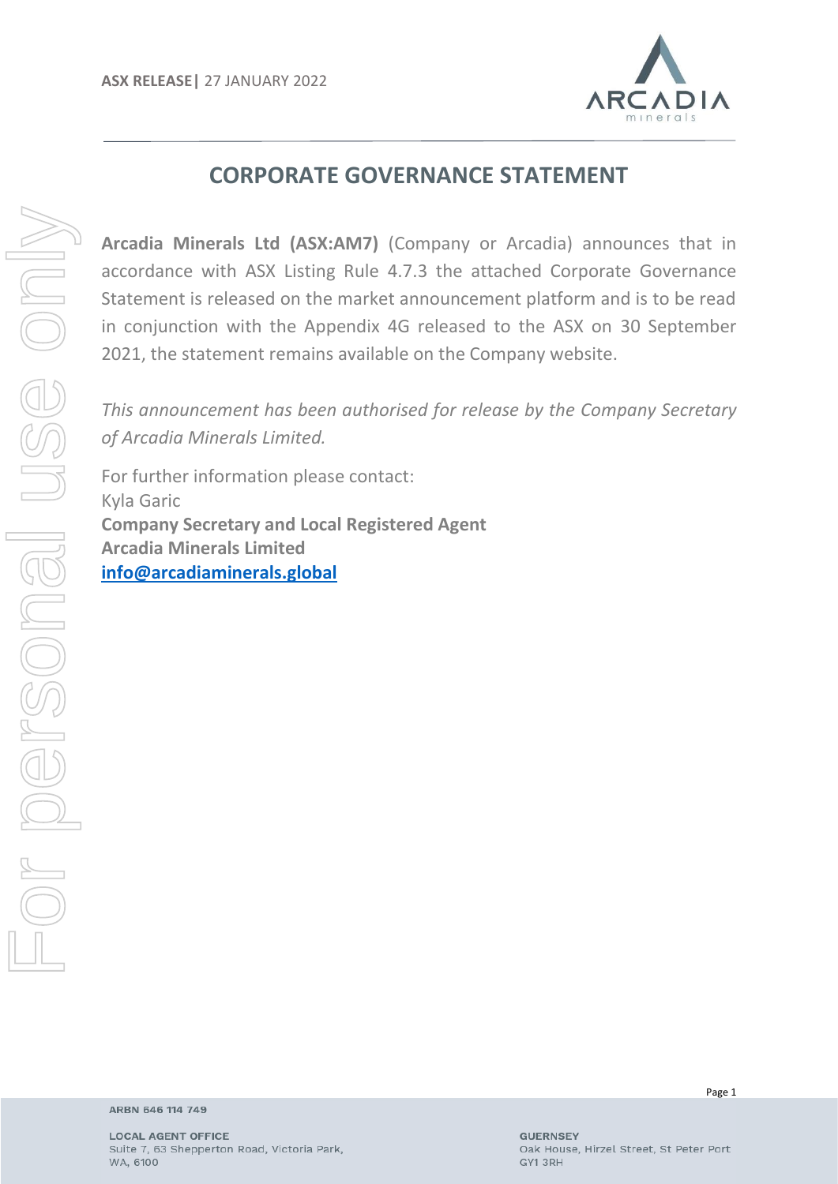**ASX RELEASE|** 27 JANUARY 2022

# CORPORATE GOVERNANCE STATEMENT

**Arcadia Minerals Ltd (ASX:AM7)** (Company or Arcadia) announces that in accordance with ASX Listing Rule 4.7.3 the attached Corporate Governance Statement is released on the market announcement platform and is to be read in conjunction with the Appendix 4G released to the ASX on 30 September 2021, the statement remains available on the Company website.

*This announcement has been authorised for release by the Company Secretary of Arcadia Minerals Limited.*

For further information please contact:
Kyla Garic
**Company Secretary and Local Registered Agent**
**Arcadia Minerals Limited**
**info@arcadiaminerals.global**

ARBN 646 114 749

**LOCAL AGENT OFFICE**
Suite 7, 63 Shepperton Road, Victoria Park,
WA, 6100

**GUERNSEY**
Oak House, Hirzel Street, St Peter Port
GY1 3RH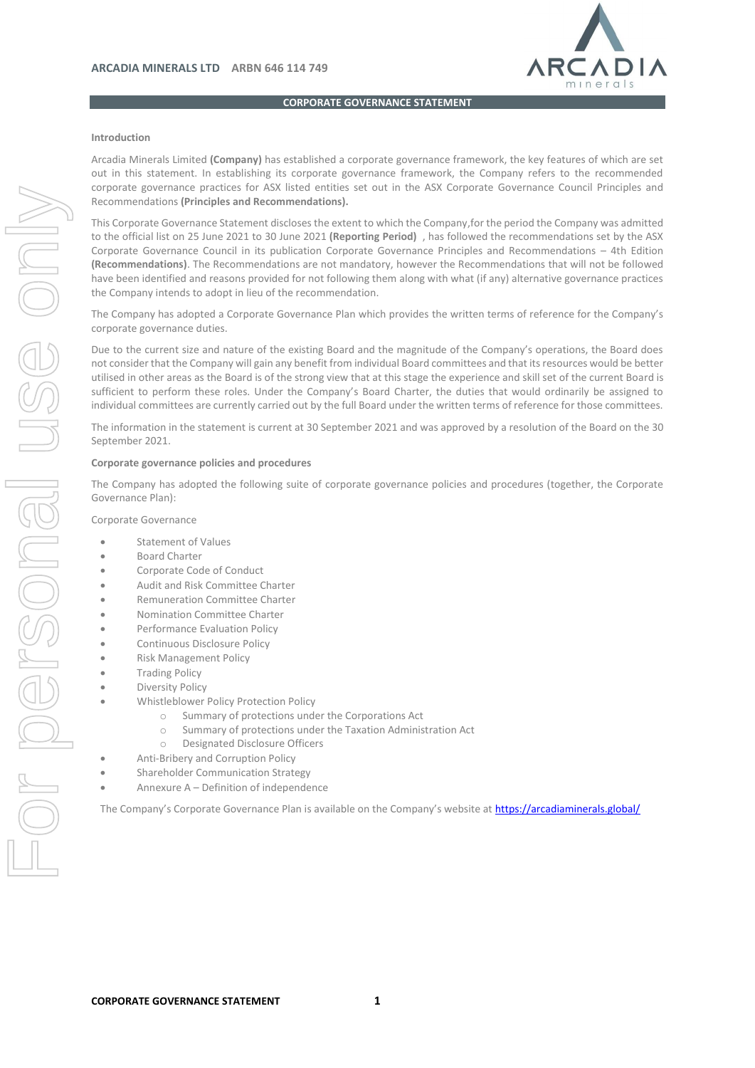**ARCADIA MINERALS LTD ARBN 646 114 749**

## CORPORATE GOVERNANCE STATEMENT

### Introduction

Arcadia Minerals Limited **(Company)** has established a corporate governance framework, the key features of which are set out in this statement. In establishing its corporate governance framework, the Company refers to the recommended corporate governance practices for ASX listed entities set out in the ASX Corporate Governance Council Principles and Recommendations **(Principles and Recommendations).**

This Corporate Governance Statement discloses the extent to which the Company,for the period the Company was admitted to the official list on 25 June 2021 to 30 June 2021 **(Reporting Period)** , has followed the recommendations set by the ASX Corporate Governance Council in its publication Corporate Governance Principles and Recommendations – 4th Edition **(Recommendations)**. The Recommendations are not mandatory, however the Recommendations that will not be followed have been identified and reasons provided for not following them along with what (if any) alternative governance practices the Company intends to adopt in lieu of the recommendation.

The Company has adopted a Corporate Governance Plan which provides the written terms of reference for the Company's corporate governance duties.

Due to the current size and nature of the existing Board and the magnitude of the Company's operations, the Board does not consider that the Company will gain any benefit from individual Board committees and that its resources would be better utilised in other areas as the Board is of the strong view that at this stage the experience and skill set of the current Board is sufficient to perform these roles. Under the Company's Board Charter, the duties that would ordinarily be assigned to individual committees are currently carried out by the full Board under the written terms of reference for those committees.

The information in the statement is current at 30 September 2021 and was approved by a resolution of the Board on the 30 September 2021.

### Corporate governance policies and procedures

The Company has adopted the following suite of corporate governance policies and procedures (together, the Corporate Governance Plan):

Corporate Governance

- Statement of Values
- Board Charter
- Corporate Code of Conduct
- Audit and Risk Committee Charter
- Remuneration Committee Charter
- Nomination Committee Charter
- Performance Evaluation Policy
- Continuous Disclosure Policy
- Risk Management Policy
- Trading Policy
- Diversity Policy
- Whistleblower Policy Protection Policy
  - Summary of protections under the Corporations Act
  - Summary of protections under the Taxation Administration Act
  - Designated Disclosure Officers
- Anti-Bribery and Corruption Policy
- Shareholder Communication Strategy
- Annexure A – Definition of independence

The Company's Corporate Governance Plan is available on the Company's website at [https://arcadiaminerals.global/](https://arcadiaminerals.global/)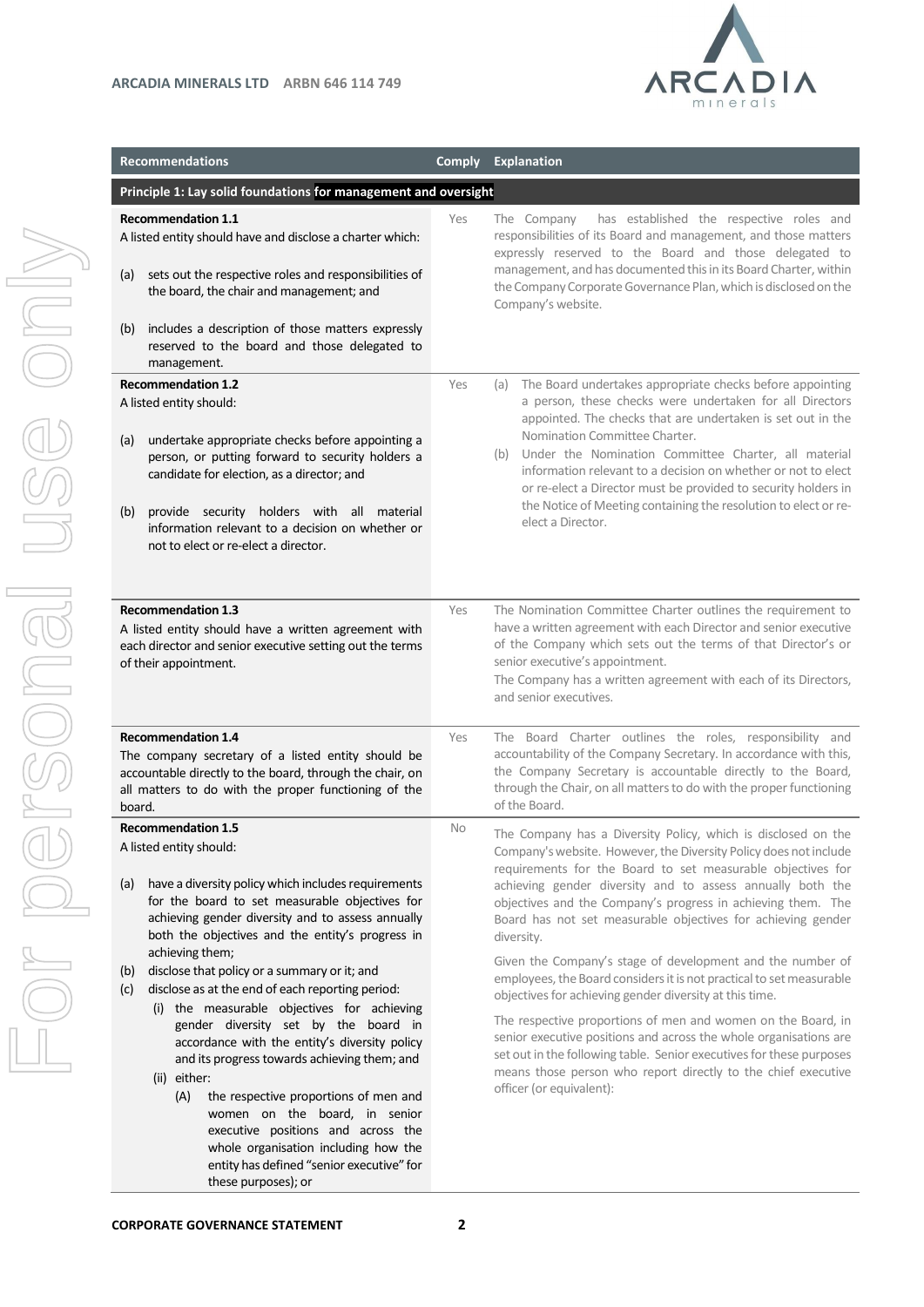| Recommendations | Comply | Explanation |
|---|---|---|
| **Principle 1: Lay solid foundations for management and oversight** | | |
| **Recommendation 1.1**<br>A listed entity should have and disclose a charter which:<br>(a) sets out the respective roles and responsibilities of the board, the chair and management; and<br>(b) includes a description of those matters expressly reserved to the board and those delegated to management. | Yes | The Company has established the respective roles and responsibilities of its Board and management, and those matters expressly reserved to the Board and those delegated to management, and has documented this in its Board Charter, within the Company Corporate Governance Plan, which is disclosed on the Company's website. |
| **Recommendation 1.2**<br>A listed entity should:<br>(a) undertake appropriate checks before appointing a person, or putting forward to security holders a candidate for election, as a director; and<br>(b) provide security holders with all material information relevant to a decision on whether or not to elect or re-elect a director. | Yes | (a) The Board undertakes appropriate checks before appointing a person, these checks were undertaken for all Directors appointed. The checks that are undertaken is set out in the Nomination Committee Charter.<br>(b) Under the Nomination Committee Charter, all material information relevant to a decision on whether or not to elect or re-elect a Director must be provided to security holders in the Notice of Meeting containing the resolution to elect or re-elect a Director. |
| **Recommendation 1.3**<br>A listed entity should have a written agreement with each director and senior executive setting out the terms of their appointment. | Yes | The Nomination Committee Charter outlines the requirement to have a written agreement with each Director and senior executive of the Company which sets out the terms of that Director's or senior executive's appointment.<br>The Company has a written agreement with each of its Directors, and senior executives. |
| **Recommendation 1.4**<br>The company secretary of a listed entity should be accountable directly to the board, through the chair, on all matters to do with the proper functioning of the board. | Yes | The Board Charter outlines the roles, responsibility and accountability of the Company Secretary. In accordance with this, the Company Secretary is accountable directly to the Board, through the Chair, on all matters to do with the proper functioning of the Board. |
| **Recommendation 1.5**<br>A listed entity should:<br>(a) have a diversity policy which includes requirements for the board to set measurable objectives for achieving gender diversity and to assess annually both the objectives and the entity's progress in achieving them;<br>(b) disclose that policy or a summary or it; and<br>(c) disclose as at the end of each reporting period:<br>(i) the measurable objectives for achieving gender diversity set by the board in accordance with the entity's diversity policy and its progress towards achieving them; and<br>(ii) either:<br>(A) the respective proportions of men and women on the board, in senior executive positions and across the whole organisation including how the entity has defined "senior executive" for these purposes); or | No | The Company has a Diversity Policy, which is disclosed on the Company's website. However, the Diversity Policy does not include requirements for the Board to set measurable objectives for achieving gender diversity and to assess annually both the objectives and the Company's progress in achieving them. The Board has not set measurable objectives for achieving gender diversity.<br>Given the Company's stage of development and the number of employees, the Board considers it is not practical to set measurable objectives for achieving gender diversity at this time.<br>The respective proportions of men and women on the Board, in senior executive positions and across the whole organisations are set out in the following table. Senior executives for these purposes means those person who report directly to the chief executive officer (or equivalent): |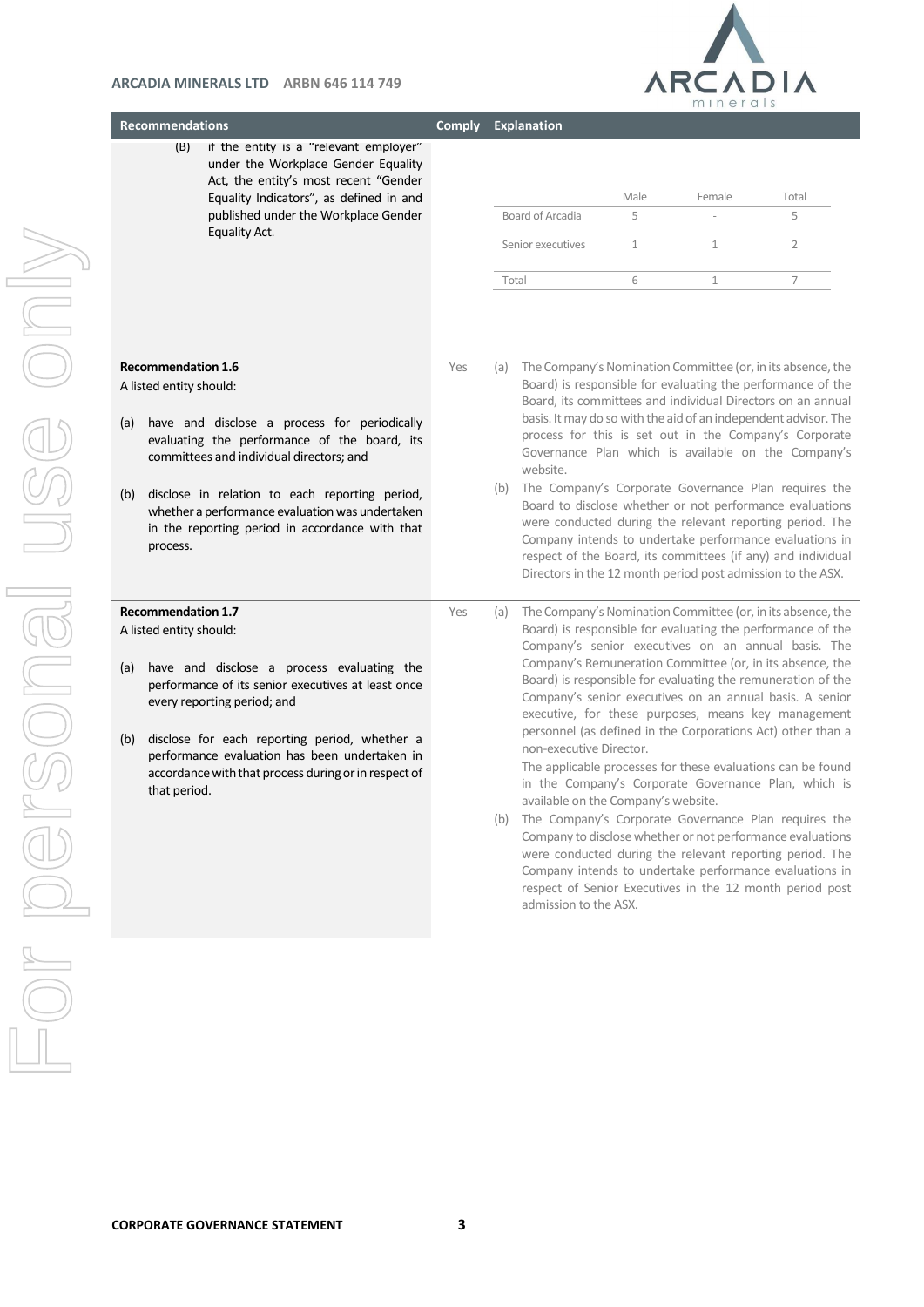| Recommendations | Comply | Explanation |
|---|---|---|
| (B) if the entity is a "relevant employer" under the Workplace Gender Equality Act, the entity's most recent "Gender Equality Indicators", as defined in and published under the Workplace Gender Equality Act. | | (see table below) |
| **Recommendation 1.6**<br>A listed entity should:<br>(a) have and disclose a process for periodically evaluating the performance of the board, its committees and individual directors; and<br>(b) disclose in relation to each reporting period, whether a performance evaluation was undertaken in the reporting period in accordance with that process. | Yes | (a) The Company's Nomination Committee (or, in its absence, the Board) is responsible for evaluating the performance of the Board, its committees and individual Directors on an annual basis. It may do so with the aid of an independent advisor. The process for this is set out in the Company's Corporate Governance Plan which is available on the Company's website.<br>(b) The Company's Corporate Governance Plan requires the Board to disclose whether or not performance evaluations were conducted during the relevant reporting period. The Company intends to undertake performance evaluations in respect of the Board, its committees (if any) and individual Directors in the 12 month period post admission to the ASX. |
| **Recommendation 1.7**<br>A listed entity should:<br>(a) have and disclose a process evaluating the performance of its senior executives at least once every reporting period; and<br>(b) disclose for each reporting period, whether a performance evaluation has been undertaken in accordance with that process during or in respect of that period. | Yes | (a) The Company's Nomination Committee (or, in its absence, the Board) is responsible for evaluating the performance of the Company's senior executives on an annual basis. The Company's Remuneration Committee (or, in its absence, the Board) is responsible for evaluating the remuneration of the Company's senior executives on an annual basis. A senior executive, for these purposes, means key management personnel (as defined in the Corporations Act) other than a non-executive Director.<br>The applicable processes for these evaluations can be found in the Company's Corporate Governance Plan, which is available on the Company's website.<br>(b) The Company's Corporate Governance Plan requires the Company to disclose whether or not performance evaluations were conducted during the relevant reporting period. The Company intends to undertake performance evaluations in respect of Senior Executives in the 12 month period post admission to the ASX. |

| | Male | Female | Total |
|---|---|---|---|
| Board of Arcadia | 5 | - | 5 |
| Senior executives | 1 | 1 | 2 |
| Total | 6 | 1 | 7 |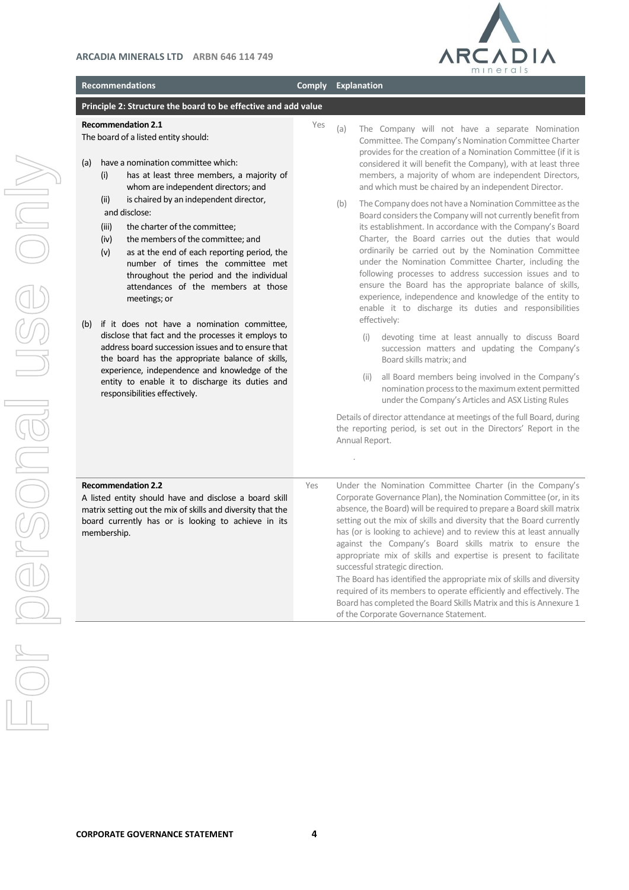| Recommendations | Comply | Explanation |
|---|---|---|
| **Principle 2: Structure the board to be effective and add value** | | |
| **Recommendation 2.1**<br>The board of a listed entity should:<br><br>(a) have a nomination committee which:<br>(i) has at least three members, a majority of whom are independent directors; and<br>(ii) is chaired by an independent director,<br>and disclose:<br>(iii) the charter of the committee;<br>(iv) the members of the committee; and<br>(v) as at the end of each reporting period, the number of times the committee met throughout the period and the individual attendances of the members at those meetings; or<br><br>(b) if it does not have a nomination committee, disclose that fact and the processes it employs to address board succession issues and to ensure that the board has the appropriate balance of skills, experience, independence and knowledge of the entity to enable it to discharge its duties and responsibilities effectively. | Yes | (a) The Company will not have a separate Nomination Committee. The Company's Nomination Committee Charter provides for the creation of a Nomination Committee (if it is considered it will benefit the Company), with at least three members, a majority of whom are independent Directors, and which must be chaired by an independent Director.<br><br>(b) The Company does not have a Nomination Committee as the Board considers the Company will not currently benefit from its establishment. In accordance with the Company's Board Charter, the Board carries out the duties that would ordinarily be carried out by the Nomination Committee under the Nomination Committee Charter, including the following processes to address succession issues and to ensure the Board has the appropriate balance of skills, experience, independence and knowledge of the entity to enable it to discharge its duties and responsibilities effectively:<br>(i) devoting time at least annually to discuss Board succession matters and updating the Company's Board skills matrix; and<br>(ii) all Board members being involved in the Company's nomination process to the maximum extent permitted under the Company's Articles and ASX Listing Rules<br><br>Details of director attendance at meetings of the full Board, during the reporting period, is set out in the Directors' Report in the Annual Report. |
| **Recommendation 2.2**<br>A listed entity should have and disclose a board skill matrix setting out the mix of skills and diversity that the board currently has or is looking to achieve in its membership. | Yes | Under the Nomination Committee Charter (in the Company's Corporate Governance Plan), the Nomination Committee (or, in its absence, the Board) will be required to prepare a Board skill matrix setting out the mix of skills and diversity that the Board currently has (or is looking to achieve) and to review this at least annually against the Company's Board skills matrix to ensure the appropriate mix of skills and expertise is present to facilitate successful strategic direction.<br>The Board has identified the appropriate mix of skills and diversity required of its members to operate efficiently and effectively. The Board has completed the Board Skills Matrix and this is Annexure 1 of the Corporate Governance Statement. |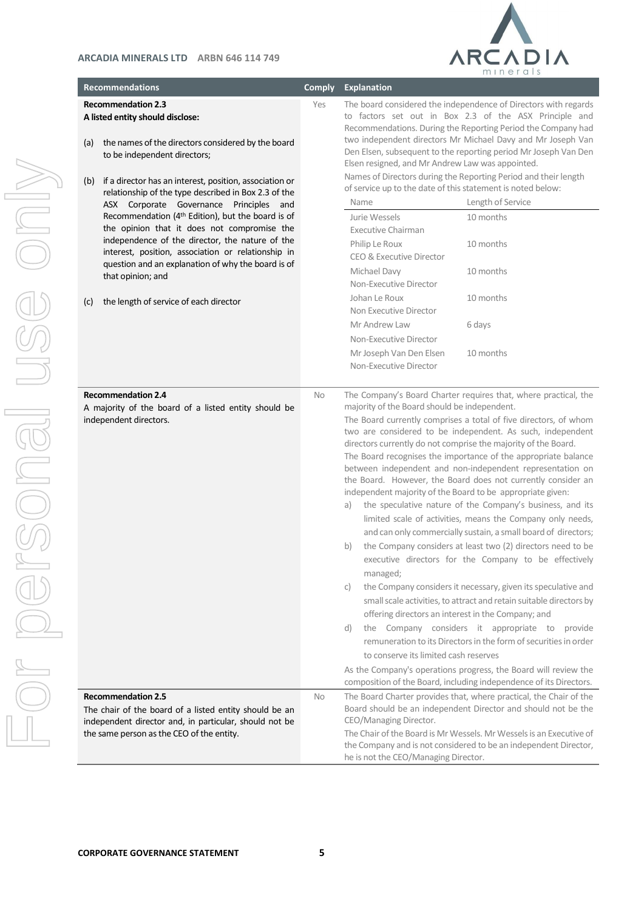| Recommendations | Comply | Explanation |
|---|---|---|
| **Recommendation 2.3**<br>**A listed entity should disclose:**<br>(a) the names of the directors considered by the board to be independent directors;<br>(b) if a director has an interest, position, association or relationship of the type described in Box 2.3 of the ASX Corporate Governance Principles and Recommendation (4th Edition), but the board is of the opinion that it does not compromise the independence of the director, the nature of the interest, position, association or relationship in question and an explanation of why the board is of that opinion; and<br>(c) the length of service of each director | Yes | The board considered the independence of Directors with regards to factors set out in Box 2.3 of the ASX Principle and Recommendations. During the Reporting Period the Company had two independent directors Mr Michael Davy and Mr Joseph Van Den Elsen, subsequent to the reporting period Mr Joseph Van Den Elsen resigned, and Mr Andrew Law was appointed.<br>Names of Directors during the Reporting Period and their length of service up to the date of this statement is noted below:<br><br>**Name – Length of Service**<br>Jurie Wessels, Executive Chairman – 10 months<br>Philip Le Roux, CEO & Executive Director – 10 months<br>Michael Davy, Non-Executive Director – 10 months<br>Johan Le Roux, Non Executive Director – 10 months<br>Mr Andrew Law, Non-Executive Director – 6 days<br>Mr Joseph Van Den Elsen, Non-Executive Director – 10 months |
| **Recommendation 2.4**<br>A majority of the board of a listed entity should be independent directors. | No | The Company's Board Charter requires that, where practical, the majority of the Board should be independent.<br>The Board currently comprises a total of five directors, of whom two are considered to be independent. As such, independent directors currently do not comprise the majority of the Board.<br>The Board recognises the importance of the appropriate balance between independent and non-independent representation on the Board. However, the Board does not currently consider an independent majority of the Board to be appropriate given:<br>a) the speculative nature of the Company's business, and its limited scale of activities, means the Company only needs, and can only commercially sustain, a small board of directors;<br>b) the Company considers at least two (2) directors need to be executive directors for the Company to be effectively managed;<br>c) the Company considers it necessary, given its speculative and small scale activities, to attract and retain suitable directors by offering directors an interest in the Company; and<br>d) the Company considers it appropriate to provide remuneration to its Directors in the form of securities in order to conserve its limited cash reserves<br>As the Company's operations progress, the Board will review the composition of the Board, including independence of its Directors. |
| **Recommendation 2.5**<br>The chair of the board of a listed entity should be an independent director and, in particular, should not be the same person as the CEO of the entity. | No | The Board Charter provides that, where practical, the Chair of the Board should be an independent Director and should not be the CEO/Managing Director.<br>The Chair of the Board is Mr Wessels. Mr Wessels is an Executive of the Company and is not considered to be an independent Director, he is not the CEO/Managing Director. |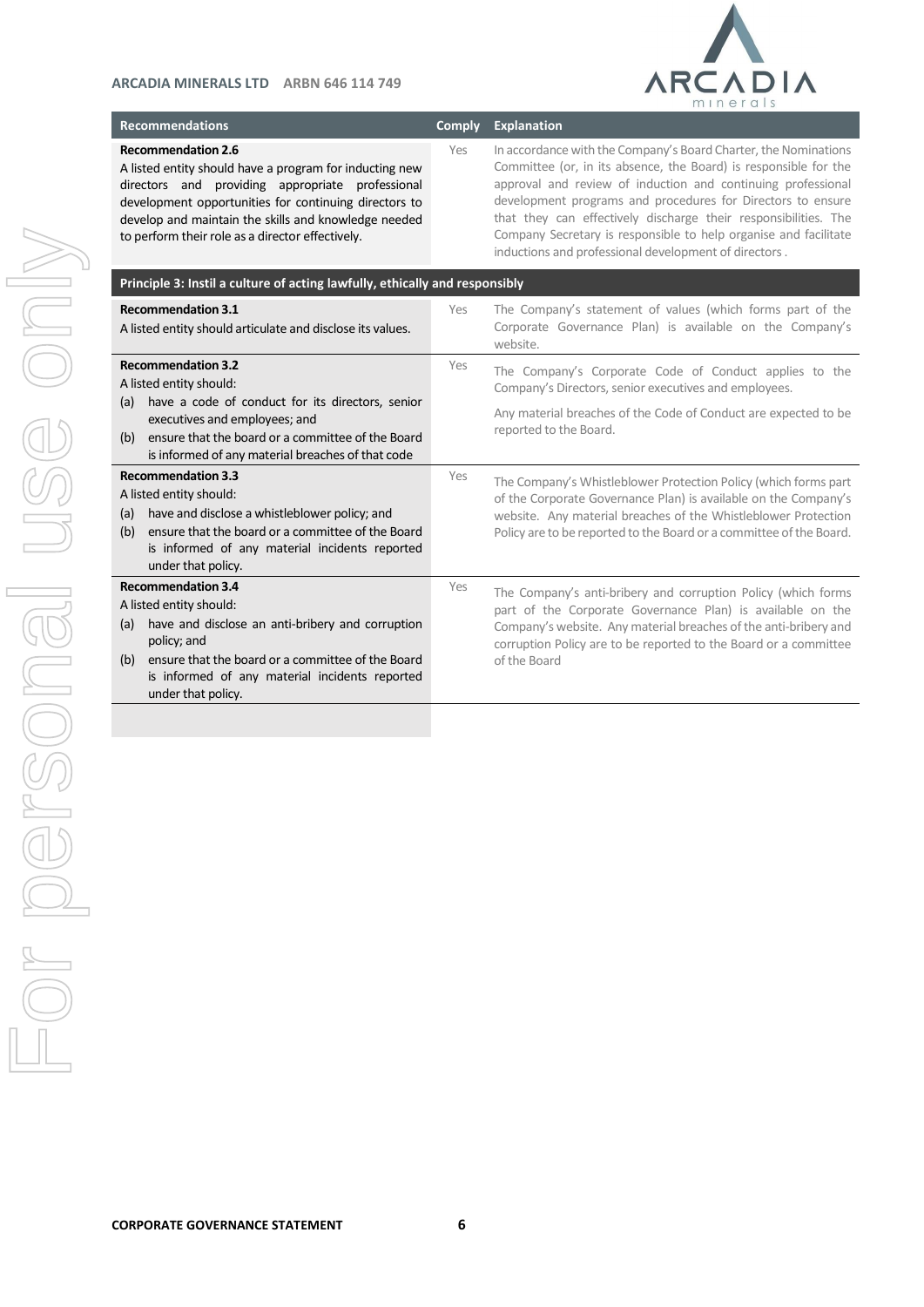| Recommendations | Comply | Explanation |
|---|---|---|
| **Recommendation 2.6**<br>A listed entity should have a program for inducting new directors and providing appropriate professional development opportunities for continuing directors to develop and maintain the skills and knowledge needed to perform their role as a director effectively. | Yes | In accordance with the Company's Board Charter, the Nominations Committee (or, in its absence, the Board) is responsible for the approval and review of induction and continuing professional development programs and procedures for Directors to ensure that they can effectively discharge their responsibilities. The Company Secretary is responsible to help organise and facilitate inductions and professional development of directors . |
| **Principle 3: Instil a culture of acting lawfully, ethically and responsibly** | | |
| **Recommendation 3.1**<br>A listed entity should articulate and disclose its values. | Yes | The Company's statement of values (which forms part of the Corporate Governance Plan) is available on the Company's website. |
| **Recommendation 3.2**<br>A listed entity should:<br>(a) have a code of conduct for its directors, senior executives and employees; and<br>(b) ensure that the board or a committee of the Board is informed of any material breaches of that code | Yes | The Company's Corporate Code of Conduct applies to the Company's Directors, senior executives and employees.<br><br>Any material breaches of the Code of Conduct are expected to be reported to the Board. |
| **Recommendation 3.3**<br>A listed entity should:<br>(a) have and disclose a whistleblower policy; and<br>(b) ensure that the board or a committee of the Board is informed of any material incidents reported under that policy. | Yes | The Company's Whistleblower Protection Policy (which forms part of the Corporate Governance Plan) is available on the Company's website. Any material breaches of the Whistleblower Protection Policy are to be reported to the Board or a committee of the Board. |
| **Recommendation 3.4**<br>A listed entity should:<br>(a) have and disclose an anti-bribery and corruption policy; and<br>(b) ensure that the board or a committee of the Board is informed of any material incidents reported under that policy. | Yes | The Company's anti-bribery and corruption Policy (which forms part of the Corporate Governance Plan) is available on the Company's website. Any material breaches of the anti-bribery and corruption Policy are to be reported to the Board or a committee of the Board |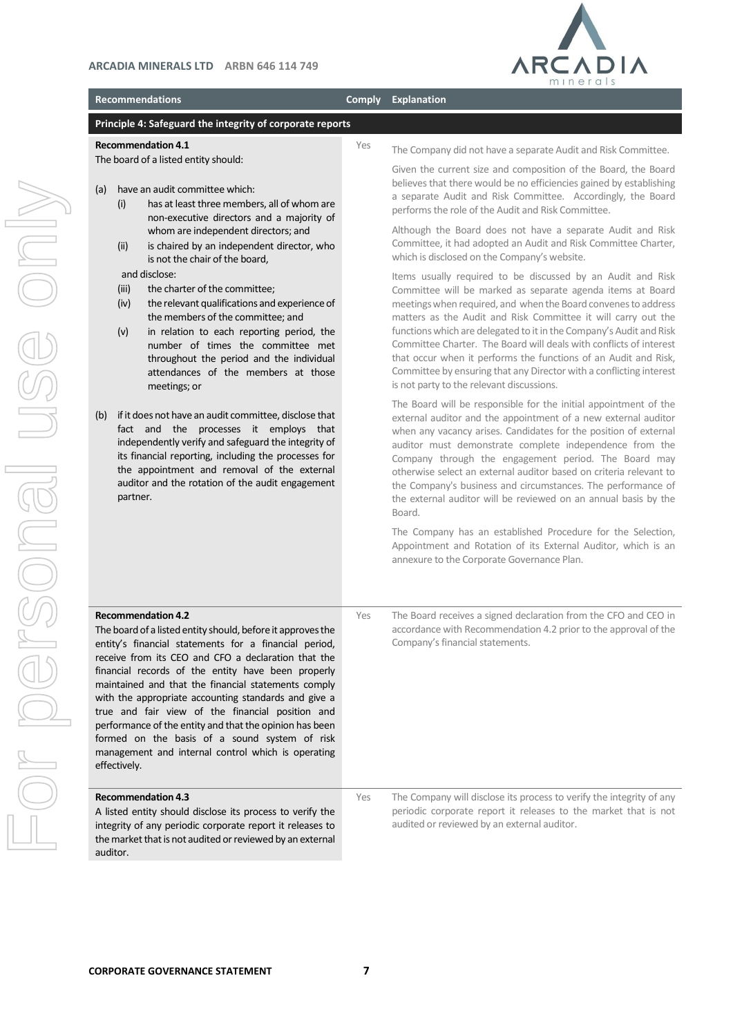| Recommendations | Comply | Explanation |
| --- | --- | --- |
| **Principle 4: Safeguard the integrity of corporate reports** | | |
| **Recommendation 4.1**<br>The board of a listed entity should:<br>(a) have an audit committee which:<br>(i) has at least three members, all of whom are non-executive directors and a majority of whom are independent directors; and<br>(ii) is chaired by an independent director, who is not the chair of the board,<br>and disclose:<br>(iii) the charter of the committee;<br>(iv) the relevant qualifications and experience of the members of the committee; and<br>(v) in relation to each reporting period, the number of times the committee met throughout the period and the individual attendances of the members at those meetings; or<br>(b) if it does not have an audit committee, disclose that fact and the processes it employs that independently verify and safeguard the integrity of its financial reporting, including the processes for the appointment and removal of the external auditor and the rotation of the audit engagement partner. | Yes | The Company did not have a separate Audit and Risk Committee.<br><br>Given the current size and composition of the Board, the Board believes that there would be no efficiencies gained by establishing a separate Audit and Risk Committee. Accordingly, the Board performs the role of the Audit and Risk Committee.<br><br>Although the Board does not have a separate Audit and Risk Committee, it had adopted an Audit and Risk Committee Charter, which is disclosed on the Company's website.<br><br>Items usually required to be discussed by an Audit and Risk Committee will be marked as separate agenda items at Board meetings when required, and when the Board convenes to address matters as the Audit and Risk Committee it will carry out the functions which are delegated to it in the Company's Audit and Risk Committee Charter. The Board will deals with conflicts of interest that occur when it performs the functions of an Audit and Risk, Committee by ensuring that any Director with a conflicting interest is not party to the relevant discussions.<br><br>The Board will be responsible for the initial appointment of the external auditor and the appointment of a new external auditor when any vacancy arises. Candidates for the position of external auditor must demonstrate complete independence from the Company through the engagement period. The Board may otherwise select an external auditor based on criteria relevant to the Company's business and circumstances. The performance of the external auditor will be reviewed on an annual basis by the Board.<br><br>The Company has an established Procedure for the Selection, Appointment and Rotation of its External Auditor, which is an annexure to the Corporate Governance Plan. |
| **Recommendation 4.2**<br>The board of a listed entity should, before it approves the entity's financial statements for a financial period, receive from its CEO and CFO a declaration that the financial records of the entity have been properly maintained and that the financial statements comply with the appropriate accounting standards and give a true and fair view of the financial position and performance of the entity and that the opinion has been formed on the basis of a sound system of risk management and internal control which is operating effectively. | Yes | The Board receives a signed declaration from the CFO and CEO in accordance with Recommendation 4.2 prior to the approval of the Company's financial statements. |
| **Recommendation 4.3**<br>A listed entity should disclose its process to verify the integrity of any periodic corporate report it releases to the market that is not audited or reviewed by an external auditor. | Yes | The Company will disclose its process to verify the integrity of any periodic corporate report it releases to the market that is not audited or reviewed by an external auditor. |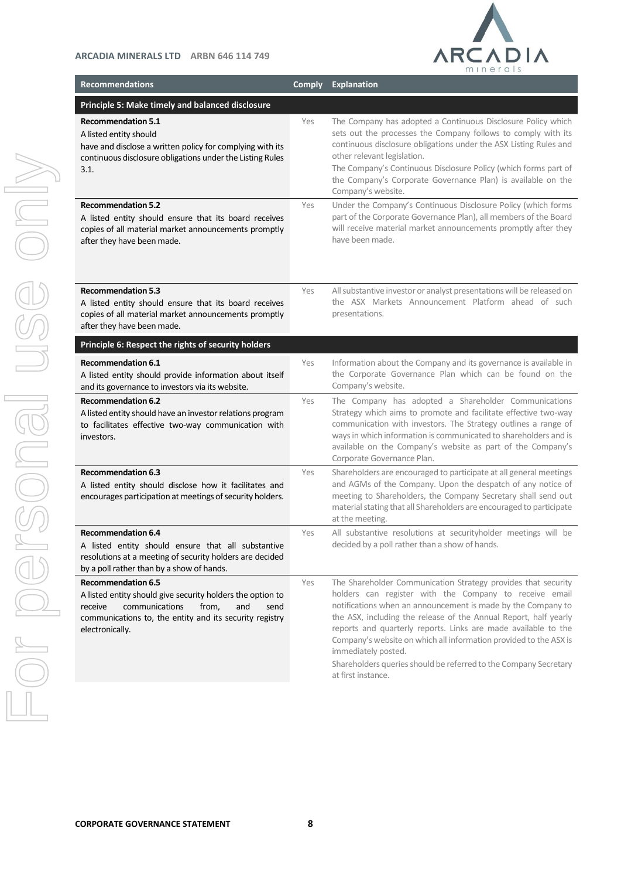| Recommendations | Comply | Explanation |
|---|---|---|
| **Principle 5: Make timely and balanced disclosure** | | |
| **Recommendation 5.1**<br>A listed entity should have and disclose a written policy for complying with its continuous disclosure obligations under the Listing Rules 3.1. | Yes | The Company has adopted a Continuous Disclosure Policy which sets out the processes the Company follows to comply with its continuous disclosure obligations under the ASX Listing Rules and other relevant legislation.<br>The Company's Continuous Disclosure Policy (which forms part of the Company's Corporate Governance Plan) is available on the Company's website. |
| **Recommendation 5.2**<br>A listed entity should ensure that its board receives copies of all material market announcements promptly after they have been made. | Yes | Under the Company's Continuous Disclosure Policy (which forms part of the Corporate Governance Plan), all members of the Board will receive material market announcements promptly after they have been made. |
| **Recommendation 5.3**<br>A listed entity should ensure that its board receives copies of all material market announcements promptly after they have been made. | Yes | All substantive investor or analyst presentations will be released on the ASX Markets Announcement Platform ahead of such presentations. |
| **Principle 6: Respect the rights of security holders** | | |
| **Recommendation 6.1**<br>A listed entity should provide information about itself and its governance to investors via its website. | Yes | Information about the Company and its governance is available in the Corporate Governance Plan which can be found on the Company's website. |
| **Recommendation 6.2**<br>A listed entity should have an investor relations program to facilitates effective two-way communication with investors. | Yes | The Company has adopted a Shareholder Communications Strategy which aims to promote and facilitate effective two-way communication with investors. The Strategy outlines a range of ways in which information is communicated to shareholders and is available on the Company's website as part of the Company's Corporate Governance Plan. |
| **Recommendation 6.3**<br>A listed entity should disclose how it facilitates and encourages participation at meetings of security holders. | Yes | Shareholders are encouraged to participate at all general meetings and AGMs of the Company. Upon the despatch of any notice of meeting to Shareholders, the Company Secretary shall send out material stating that all Shareholders are encouraged to participate at the meeting. |
| **Recommendation 6.4**<br>A listed entity should ensure that all substantive resolutions at a meeting of security holders are decided by a poll rather than by a show of hands. | Yes | All substantive resolutions at securityholder meetings will be decided by a poll rather than a show of hands. |
| **Recommendation 6.5**<br>A listed entity should give security holders the option to receive communications from, and send communications to, the entity and its security registry electronically. | Yes | The Shareholder Communication Strategy provides that security holders can register with the Company to receive email notifications when an announcement is made by the Company to the ASX, including the release of the Annual Report, half yearly reports and quarterly reports. Links are made available to the Company's website on which all information provided to the ASX is immediately posted.<br>Shareholders queries should be referred to the Company Secretary at first instance. |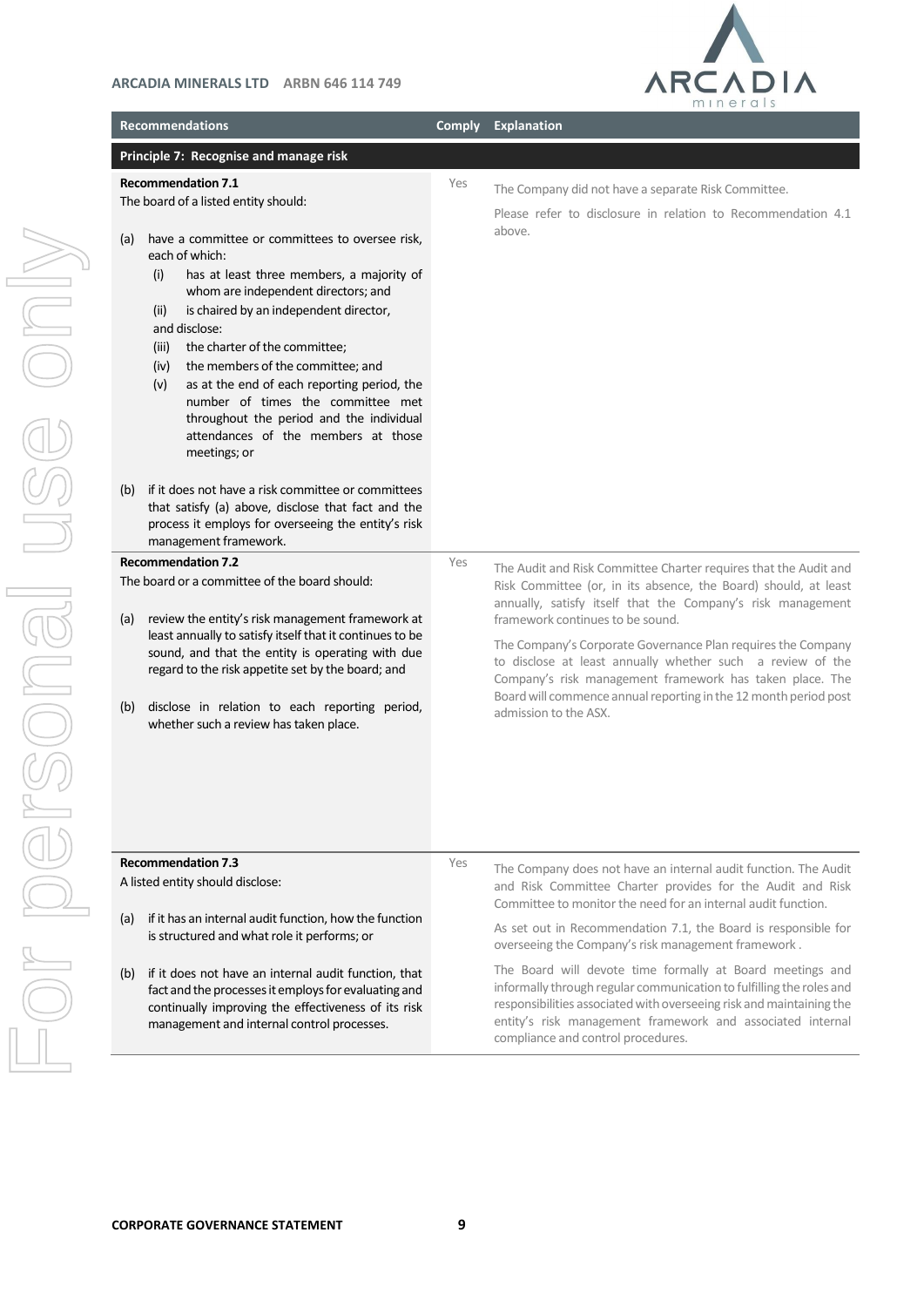| Recommendations | Comply | Explanation |
|---|---|---|
| **Principle 7: Recognise and manage risk** | | |
| **Recommendation 7.1**<br>The board of a listed entity should:<br>(a) have a committee or committees to oversee risk, each of which:<br>(i) has at least three members, a majority of whom are independent directors; and<br>(ii) is chaired by an independent director,<br>and disclose:<br>(iii) the charter of the committee;<br>(iv) the members of the committee; and<br>(v) as at the end of each reporting period, the number of times the committee met throughout the period and the individual attendances of the members at those meetings; or<br>(b) if it does not have a risk committee or committees that satisfy (a) above, disclose that fact and the process it employs for overseeing the entity's risk management framework. | Yes | The Company did not have a separate Risk Committee.<br>Please refer to disclosure in relation to Recommendation 4.1 above. |
| **Recommendation 7.2**<br>The board or a committee of the board should:<br>(a) review the entity's risk management framework at least annually to satisfy itself that it continues to be sound, and that the entity is operating with due regard to the risk appetite set by the board; and<br>(b) disclose in relation to each reporting period, whether such a review has taken place. | Yes | The Audit and Risk Committee Charter requires that the Audit and Risk Committee (or, in its absence, the Board) should, at least annually, satisfy itself that the Company's risk management framework continues to be sound.<br>The Company's Corporate Governance Plan requires the Company to disclose at least annually whether such a review of the Company's risk management framework has taken place. The Board will commence annual reporting in the 12 month period post admission to the ASX. |
| **Recommendation 7.3**<br>A listed entity should disclose:<br>(a) if it has an internal audit function, how the function is structured and what role it performs; or<br>(b) if it does not have an internal audit function, that fact and the processes it employs for evaluating and continually improving the effectiveness of its risk management and internal control processes. | Yes | The Company does not have an internal audit function. The Audit and Risk Committee Charter provides for the Audit and Risk Committee to monitor the need for an internal audit function.<br>As set out in Recommendation 7.1, the Board is responsible for overseeing the Company's risk management framework .<br>The Board will devote time formally at Board meetings and informally through regular communication to fulfilling the roles and responsibilities associated with overseeing risk and maintaining the entity's risk management framework and associated internal compliance and control procedures. |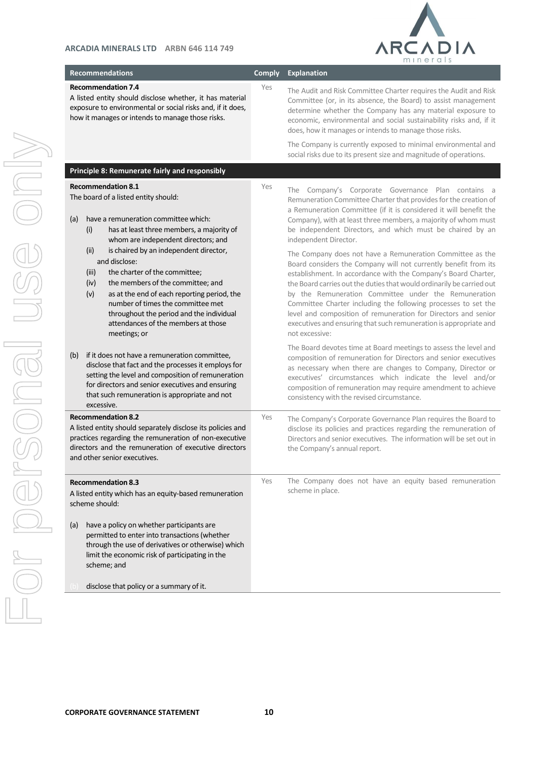| Recommendations | Comply | Explanation |
|---|---|---|
| **Recommendation 7.4**<br>A listed entity should disclose whether, it has material exposure to environmental or social risks and, if it does, how it manages or intends to manage those risks. | Yes | The Audit and Risk Committee Charter requires the Audit and Risk Committee (or, in its absence, the Board) to assist management determine whether the Company has any material exposure to economic, environmental and social sustainability risks and, if it does, how it manages or intends to manage those risks.<br><br>The Company is currently exposed to minimal environmental and social risks due to its present size and magnitude of operations. |
| **Principle 8: Remunerate fairly and responsibly** | | |
| **Recommendation 8.1**<br>The board of a listed entity should:<br><br>(a) have a remuneration committee which:<br>(i) has at least three members, a majority of whom are independent directors; and<br>(ii) is chaired by an independent director,<br>and disclose:<br>(iii) the charter of the committee;<br>(iv) the members of the committee; and<br>(v) as at the end of each reporting period, the number of times the committee met throughout the period and the individual attendances of the members at those meetings; or<br><br>(b) if it does not have a remuneration committee, disclose that fact and the processes it employs for setting the level and composition of remuneration for directors and senior executives and ensuring that such remuneration is appropriate and not excessive. | Yes | The Company's Corporate Governance Plan contains a Remuneration Committee Charter that provides for the creation of a Remuneration Committee (if it is considered it will benefit the Company), with at least three members, a majority of whom must be independent Directors, and which must be chaired by an independent Director.<br><br>The Company does not have a Remuneration Committee as the Board considers the Company will not currently benefit from its establishment. In accordance with the Company's Board Charter, the Board carries out the duties that would ordinarily be carried out by the Remuneration Committee under the Remuneration Committee Charter including the following processes to set the level and composition of remuneration for Directors and senior executives and ensuring that such remuneration is appropriate and not excessive:<br><br>The Board devotes time at Board meetings to assess the level and composition of remuneration for Directors and senior executives as necessary when there are changes to Company, Director or executives' circumstances which indicate the level and/or composition of remuneration may require amendment to achieve consistency with the revised circumstance. |
| **Recommendation 8.2**<br>A listed entity should separately disclose its policies and practices regarding the remuneration of non-executive directors and the remuneration of executive directors and other senior executives. | Yes | The Company's Corporate Governance Plan requires the Board to disclose its policies and practices regarding the remuneration of Directors and senior executives. The information will be set out in the Company's annual report. |
| **Recommendation 8.3**<br>A listed entity which has an equity-based remuneration scheme should:<br><br>(a) have a policy on whether participants are permitted to enter into transactions (whether through the use of derivatives or otherwise) which limit the economic risk of participating in the scheme; and<br><br>(b) disclose that policy or a summary of it. | Yes | The Company does not have an equity based remuneration scheme in place. |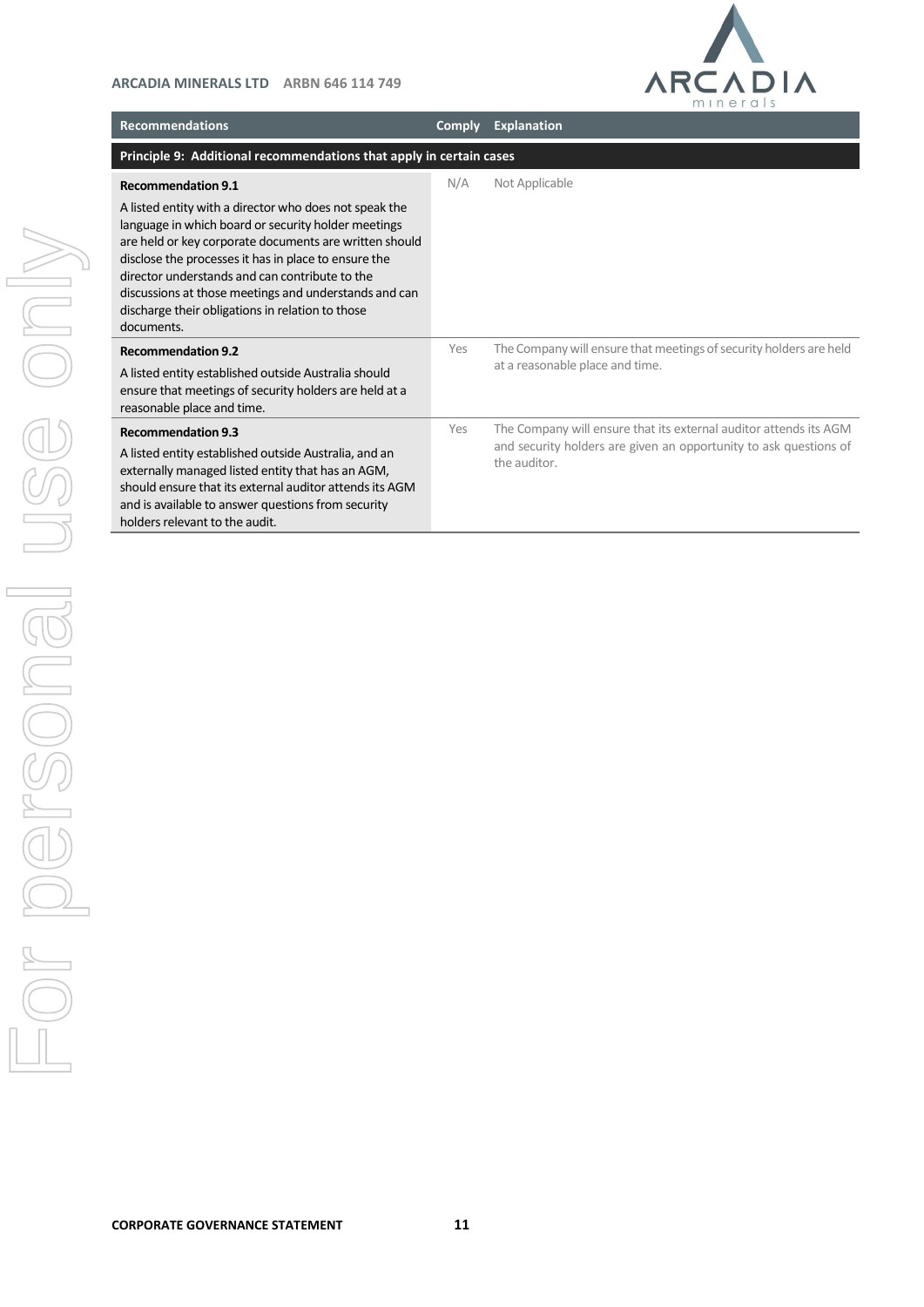| Recommendations | Comply | Explanation |
|---|---|---|
| **Principle 9: Additional recommendations that apply in certain cases** | | |
| **Recommendation 9.1**<br>A listed entity with a director who does not speak the language in which board or security holder meetings are held or key corporate documents are written should disclose the processes it has in place to ensure the director understands and can contribute to the discussions at those meetings and understands and can discharge their obligations in relation to those documents. | N/A | Not Applicable |
| **Recommendation 9.2**<br>A listed entity established outside Australia should ensure that meetings of security holders are held at a reasonable place and time. | Yes | The Company will ensure that meetings of security holders are held at a reasonable place and time. |
| **Recommendation 9.3**<br>A listed entity established outside Australia, and an externally managed listed entity that has an AGM, should ensure that its external auditor attends its AGM and is available to answer questions from security holders relevant to the audit. | Yes | The Company will ensure that its external auditor attends its AGM and security holders are given an opportunity to ask questions of the auditor. |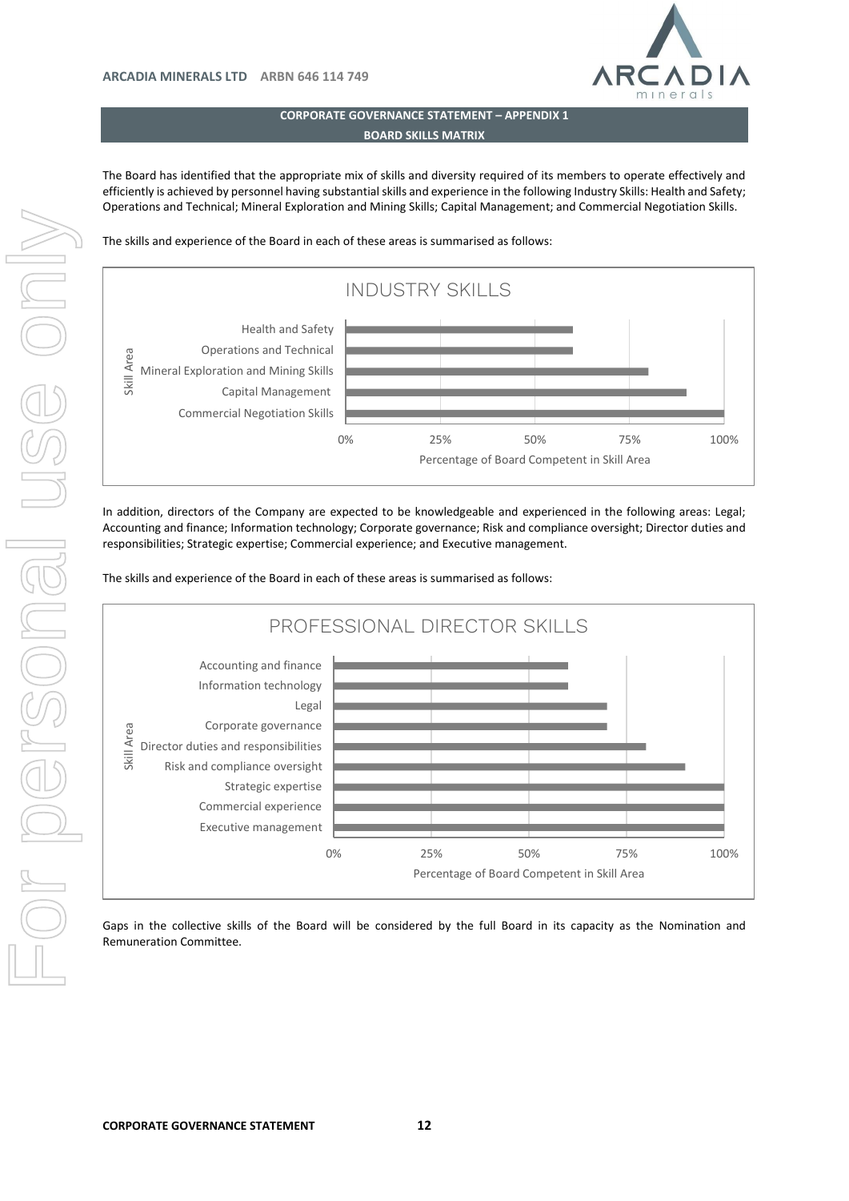## CORPORATE GOVERNANCE STATEMENT – APPENDIX 1
## BOARD SKILLS MATRIX

The Board has identified that the appropriate mix of skills and diversity required of its members to operate effectively and efficiently is achieved by personnel having substantial skills and experience in the following Industry Skills: Health and Safety; Operations and Technical; Mineral Exploration and Mining Skills; Capital Management; and Commercial Negotiation Skills.

The skills and experience of the Board in each of these areas is summarised as follows:

INDUSTRY SKILLS

Skill Area

Health and Safety
Operations and Technical
Mineral Exploration and Mining Skills
Capital Management
Commercial Negotiation Skills

0% 25% 50% 75% 100%

Percentage of Board Competent in Skill Area

In addition, directors of the Company are expected to be knowledgeable and experienced in the following areas: Legal; Accounting and finance; Information technology; Corporate governance; Risk and compliance oversight; Director duties and responsibilities; Strategic expertise; Commercial experience; and Executive management.

The skills and experience of the Board in each of these areas is summarised as follows:

PROFESSIONAL DIRECTOR SKILLS

Skill Area

Accounting and finance
Information technology
Legal
Corporate governance
Director duties and responsibilities
Risk and compliance oversight
Strategic expertise
Commercial experience
Executive management

0% 25% 50% 75% 100%

Percentage of Board Competent in Skill Area

Gaps in the collective skills of the Board will be considered by the full Board in its capacity as the Nomination and Remuneration Committee.